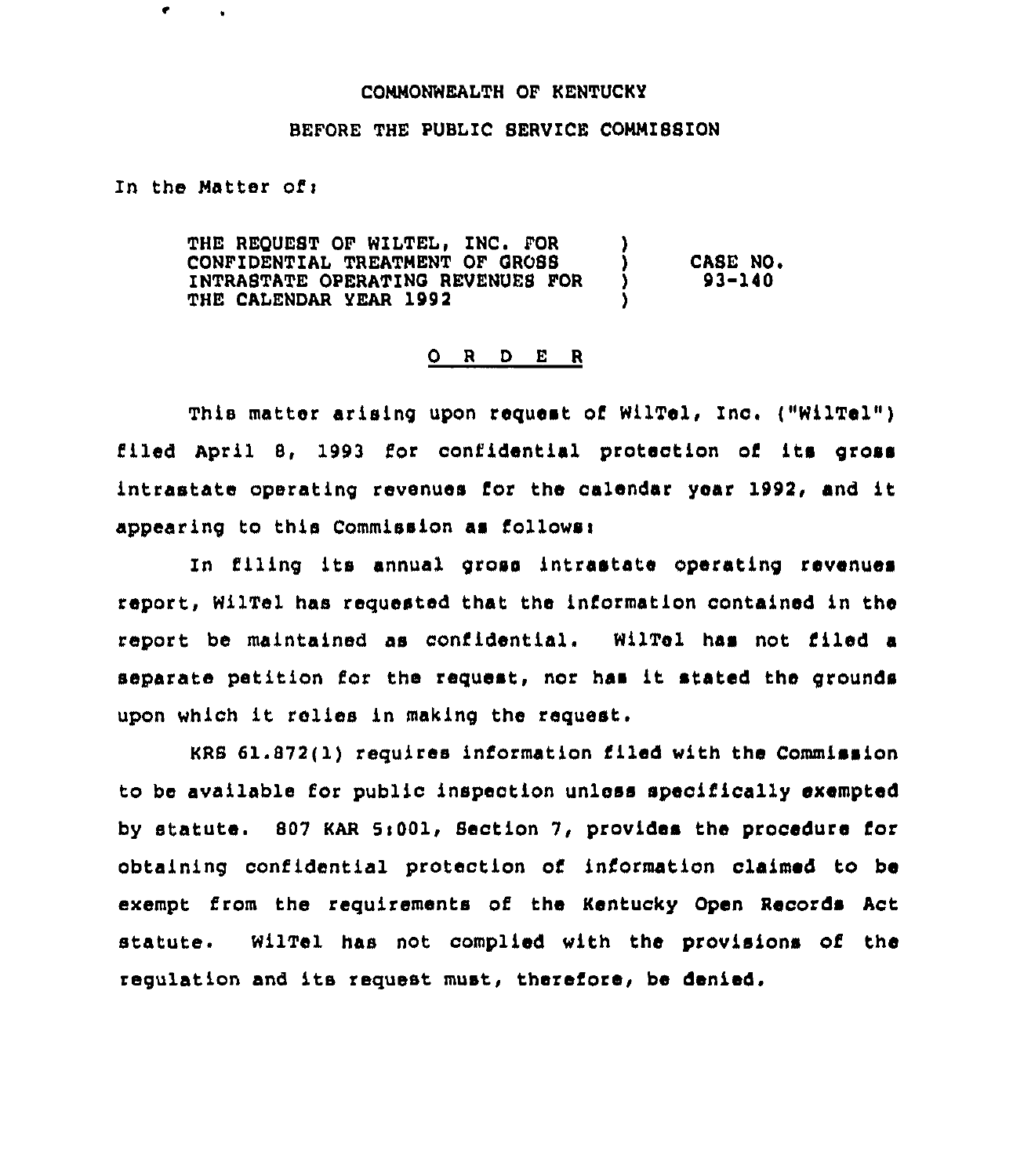COMMONWEALTH OF KENTUCKY

BEFORE THE PUBLIC SERVICE COMMISSION

In the Matter of:

| | | |
|---|---|---|
| THE REQUEST OF WILTEL, INC. FOR CONFIDENTIAL TREATMENT OF GROSS INTRASTATE OPERATING REVENUES FOR THE CALENDAR YEAR 1992 | ) ) ) ) | CASE NO. 93-140 |

O R D E R

This matter arising upon request of WilTel, Inc. ("WilTel") filed April 8, 1993 for confidential protection of its gross intrastate operating revenues for the calendar year 1992, and it appearing to this Commission as follows:

In filing its annual gross intrastate operating revenues report, WilTel has requested that the information contained in the report be maintained as confidential. WilTel has not filed a separate petition for the request, nor has it stated the grounds upon which it relies in making the request.

KRS 61.872(1) requires information filed with the Commission to be available for public inspection unless specifically exempted by statute. 807 KAR 5:001, Section 7, provides the procedure for obtaining confidential protection of information claimed to be exempt from the requirements of the Kentucky Open Records Act statute. WilTel has not complied with the provisions of the regulation and its request must, therefore, be denied.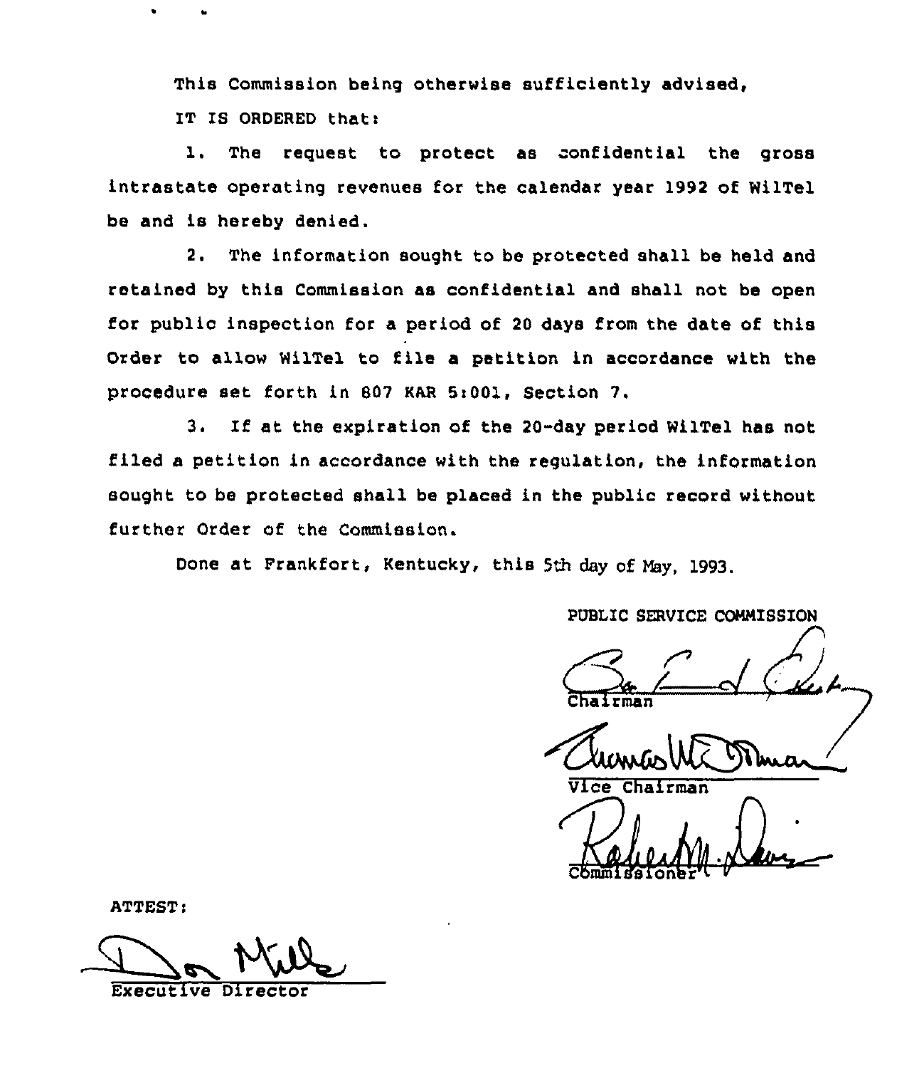This Commission being otherwise sufficiently advised,

IT IS ORDERED that:

1. The request to protect as confidential the gross intrastate operating revenues for the calendar year 1992 of WilTel be and is hereby denied.

2. The information sought to be protected shall be held and retained by this Commission as confidential and shall not be open for public inspection for a period of 20 days from the date of this Order to allow WilTel to file a petition in accordance with the procedure set forth in 807 KAR 5:001, Section 7.

3. If at the expiration of the 20-day period WilTel has not filed a petition in accordance with the regulation, the information sought to be protected shall be placed in the public record without further Order of the Commission.

Done at Frankfort, Kentucky, this 5th day of May, 1993.

PUBLIC SERVICE COMMISSION

Chairman

Vice Chairman

Commissioner

ATTEST:

Executive Director